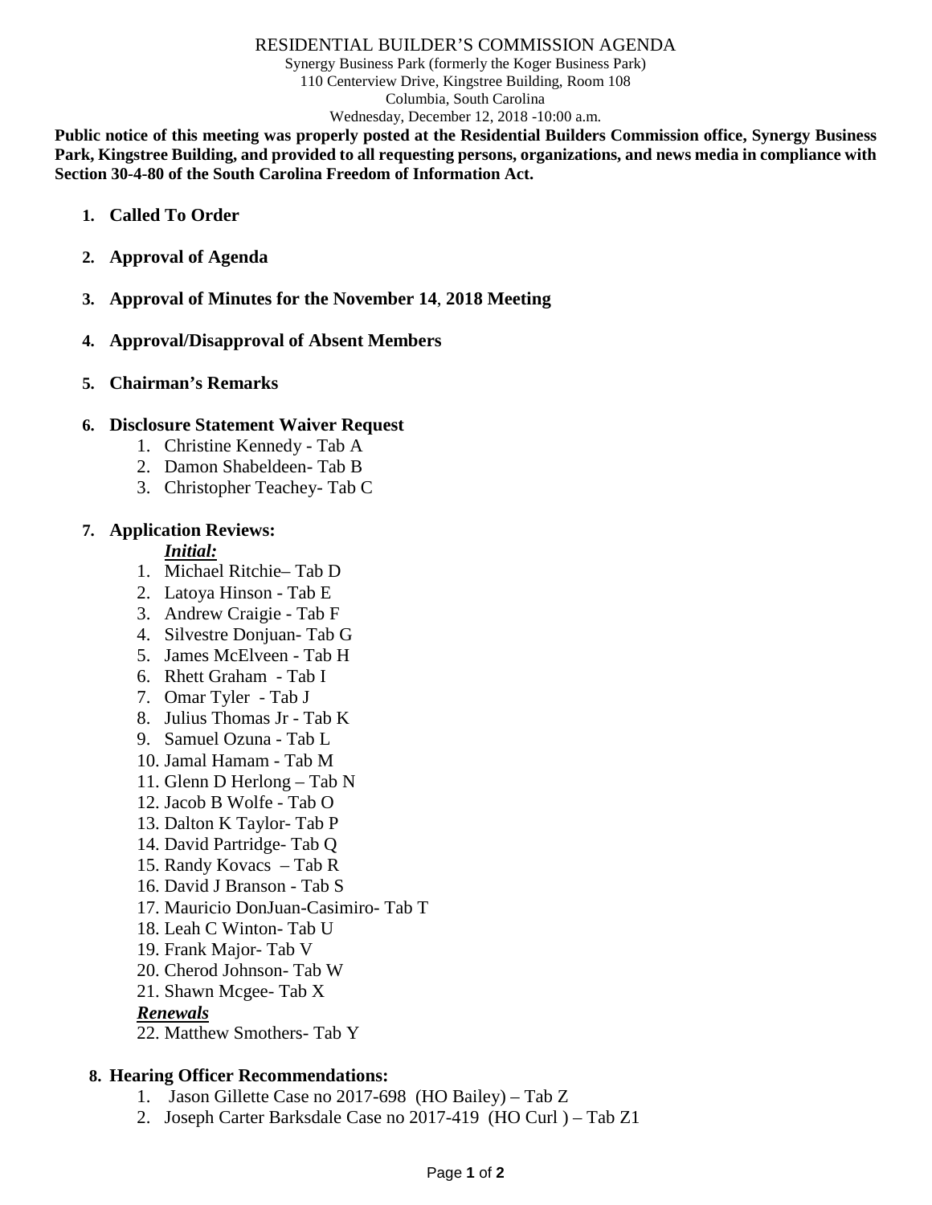# RESIDENTIAL BUILDER'S COMMISSION AGENDA

Synergy Business Park (formerly the Koger Business Park)
110 Centerview Drive, Kingstree Building, Room 108
Columbia, South Carolina
Wednesday, December 12, 2018 -10:00 a.m.

**Public notice of this meeting was properly posted at the Residential Builders Commission office, Synergy Business Park, Kingstree Building, and provided to all requesting persons, organizations, and news media in compliance with Section 30-4-80 of the South Carolina Freedom of Information Act.**

1. **Called To Order**

2. **Approval of Agenda**

3. **Approval of Minutes for the November 14, 2018 Meeting**

4. **Approval/Disapproval of Absent Members**

5. **Chairman's Remarks**

6. **Disclosure Statement Waiver Request**
   1. Christine Kennedy - Tab A
   2. Damon Shabeldeen- Tab B
   3. Christopher Teachey- Tab C

7. **Application Reviews:**

   ***Initial:***
   1. Michael Ritchie– Tab D
   2. Latoya Hinson - Tab E
   3. Andrew Craigie - Tab F
   4. Silvestre Donjuan- Tab G
   5. James McElveen - Tab H
   6. Rhett Graham - Tab I
   7. Omar Tyler - Tab J
   8. Julius Thomas Jr - Tab K
   9. Samuel Ozuna - Tab L
   10. Jamal Hamam - Tab M
   11. Glenn D Herlong – Tab N
   12. Jacob B Wolfe - Tab O
   13. Dalton K Taylor- Tab P
   14. David Partridge- Tab Q
   15. Randy Kovacs – Tab R
   16. David J Branson - Tab S
   17. Mauricio DonJuan-Casimiro- Tab T
   18. Leah C Winton- Tab U
   19. Frank Major- Tab V
   20. Cherod Johnson- Tab W
   21. Shawn Mcgee- Tab X

   ***Renewals***

   22. Matthew Smothers- Tab Y

8. **Hearing Officer Recommendations:**
   1. Jason Gillette Case no 2017-698 (HO Bailey) – Tab Z
   2. Joseph Carter Barksdale Case no 2017-419 (HO Curl ) – Tab Z1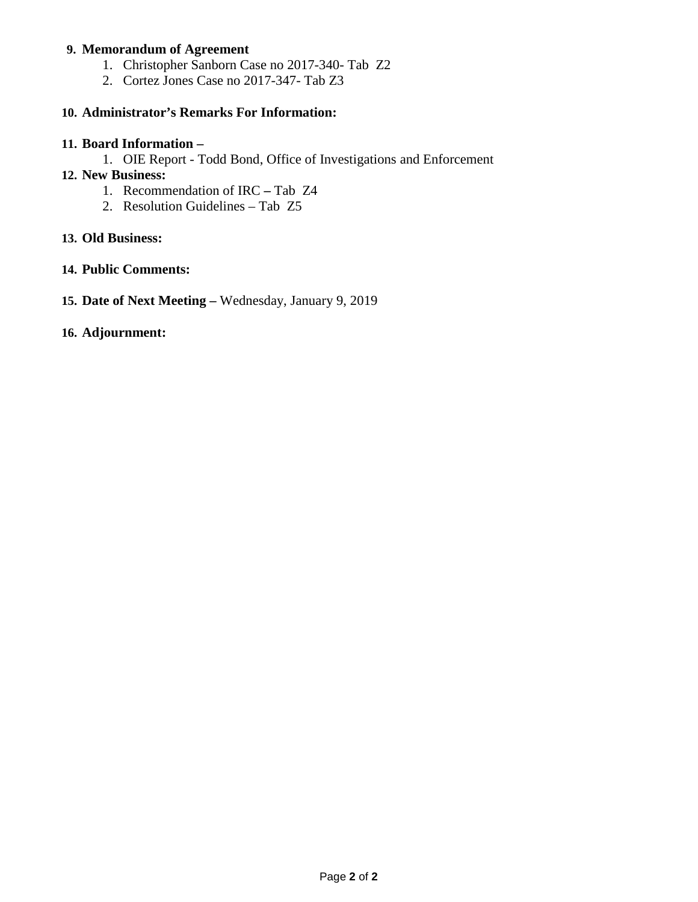**9. Memorandum of Agreement**

1. Christopher Sanborn Case no 2017-340- Tab Z2
2. Cortez Jones Case no 2017-347- Tab Z3

**10. Administrator's Remarks For Information:**

**11. Board Information –**

1. OIE Report - Todd Bond, Office of Investigations and Enforcement

**12. New Business:**

1. Recommendation of IRC **–** Tab Z4
2. Resolution Guidelines – Tab Z5

**13. Old Business:**

**14. Public Comments:**

**15. Date of Next Meeting –** Wednesday, January 9, 2019

**16. Adjournment:**